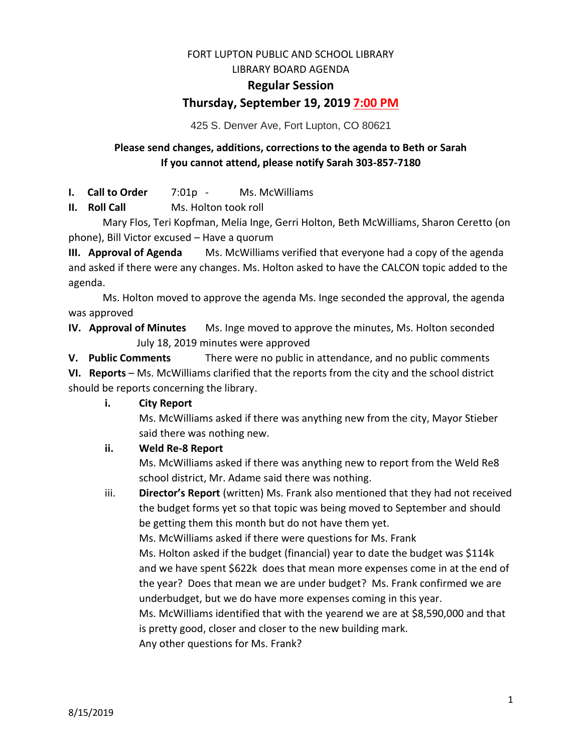FORT LUPTON PUBLIC AND SCHOOL LIBRARY

LIBRARY BOARD AGENDA

## Regular Session

## Thursday, September 19, 2019 7:00 PM

425 S. Denver Ave, Fort Lupton, CO 80621

**Please send changes, additions, corrections to the agenda to Beth or Sarah**
**If you cannot attend, please notify Sarah 303-857-7180**

**I. Call to Order** 7:01p - Ms. McWilliams

**II. Roll Call** Ms. Holton took roll

Mary Flos, Teri Kopfman, Melia Inge, Gerri Holton, Beth McWilliams, Sharon Ceretto (on phone), Bill Victor excused – Have a quorum

**III. Approval of Agenda** Ms. McWilliams verified that everyone had a copy of the agenda and asked if there were any changes. Ms. Holton asked to have the CALCON topic added to the agenda.

Ms. Holton moved to approve the agenda Ms. Inge seconded the approval, the agenda was approved

**IV. Approval of Minutes** Ms. Inge moved to approve the minutes, Ms. Holton seconded July 18, 2019 minutes were approved

**V. Public Comments** There were no public in attendance, and no public comments

**VI. Reports** – Ms. McWilliams clarified that the reports from the city and the school district should be reports concerning the library.

i. **City Report**

Ms. McWilliams asked if there was anything new from the city, Mayor Stieber said there was nothing new.

ii. **Weld Re-8 Report**

Ms. McWilliams asked if there was anything new to report from the Weld Re8 school district, Mr. Adame said there was nothing.

iii. **Director's Report** (written) Ms. Frank also mentioned that they had not received the budget forms yet so that topic was being moved to September and should be getting them this month but do not have them yet.

Ms. McWilliams asked if there were questions for Ms. Frank

Ms. Holton asked if the budget (financial) year to date the budget was $114k and we have spent $622k does that mean more expenses come in at the end of the year? Does that mean we are under budget? Ms. Frank confirmed we are underbudget, but we do have more expenses coming in this year.

Ms. McWilliams identified that with the yearend we are at $8,590,000 and that is pretty good, closer and closer to the new building mark.

Any other questions for Ms. Frank?

8/15/2019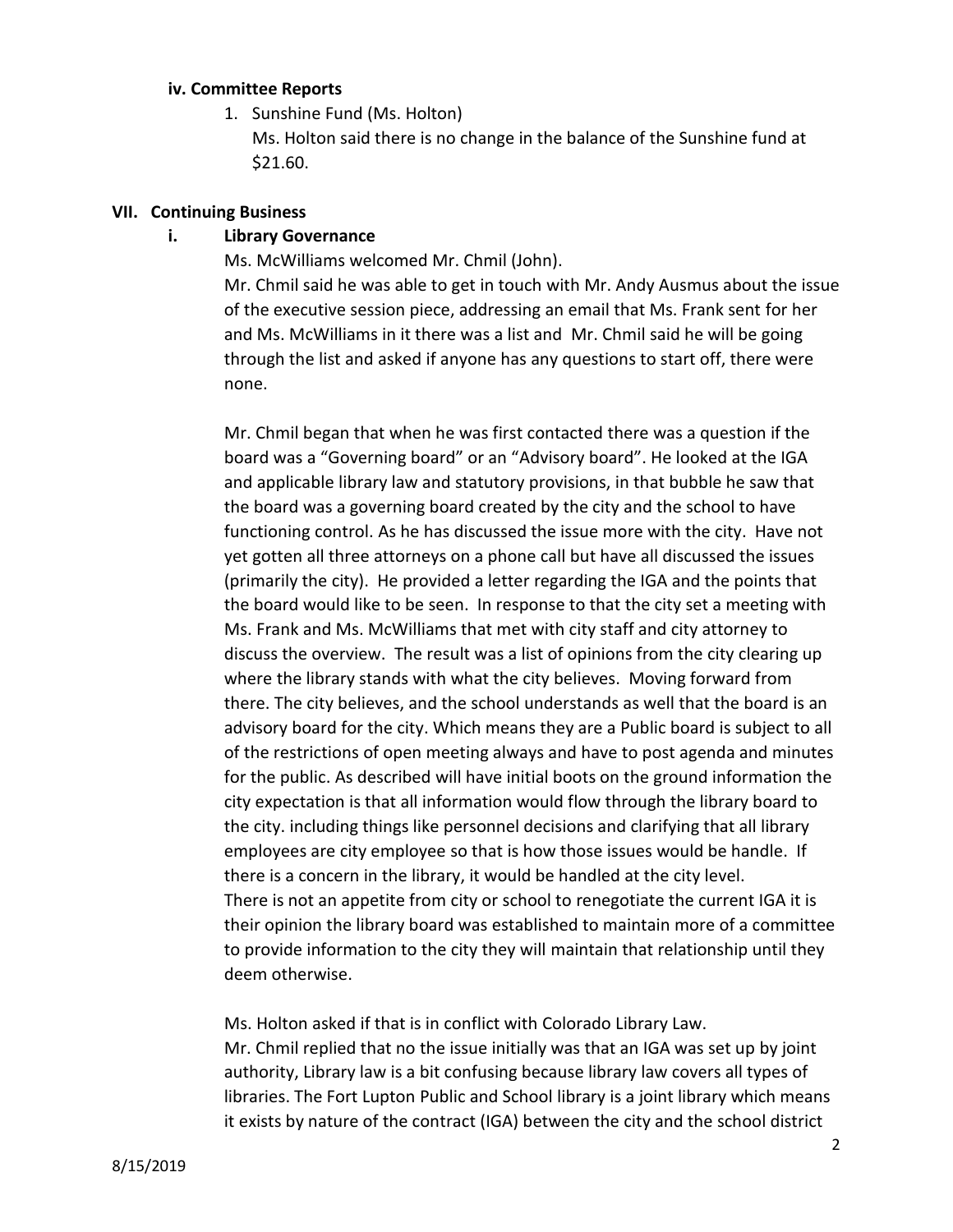### iv. Committee Reports

1. Sunshine Fund (Ms. Holton)
   Ms. Holton said there is no change in the balance of the Sunshine fund at $21.60.

## VII. Continuing Business

### i. Library Governance

Ms. McWilliams welcomed Mr. Chmil (John).

Mr. Chmil said he was able to get in touch with Mr. Andy Ausmus about the issue of the executive session piece, addressing an email that Ms. Frank sent for her and Ms. McWilliams in it there was a list and Mr. Chmil said he will be going through the list and asked if anyone has any questions to start off, there were none.

Mr. Chmil began that when he was first contacted there was a question if the board was a "Governing board" or an "Advisory board". He looked at the IGA and applicable library law and statutory provisions, in that bubble he saw that the board was a governing board created by the city and the school to have functioning control. As he has discussed the issue more with the city. Have not yet gotten all three attorneys on a phone call but have all discussed the issues (primarily the city). He provided a letter regarding the IGA and the points that the board would like to be seen. In response to that the city set a meeting with Ms. Frank and Ms. McWilliams that met with city staff and city attorney to discuss the overview. The result was a list of opinions from the city clearing up where the library stands with what the city believes. Moving forward from there. The city believes, and the school understands as well that the board is an advisory board for the city. Which means they are a Public board is subject to all of the restrictions of open meeting always and have to post agenda and minutes for the public. As described will have initial boots on the ground information the city expectation is that all information would flow through the library board to the city. including things like personnel decisions and clarifying that all library employees are city employee so that is how those issues would be handle. If there is a concern in the library, it would be handled at the city level.

There is not an appetite from city or school to renegotiate the current IGA it is their opinion the library board was established to maintain more of a committee to provide information to the city they will maintain that relationship until they deem otherwise.

Ms. Holton asked if that is in conflict with Colorado Library Law.

Mr. Chmil replied that no the issue initially was that an IGA was set up by joint authority, Library law is a bit confusing because library law covers all types of libraries. The Fort Lupton Public and School library is a joint library which means it exists by nature of the contract (IGA) between the city and the school district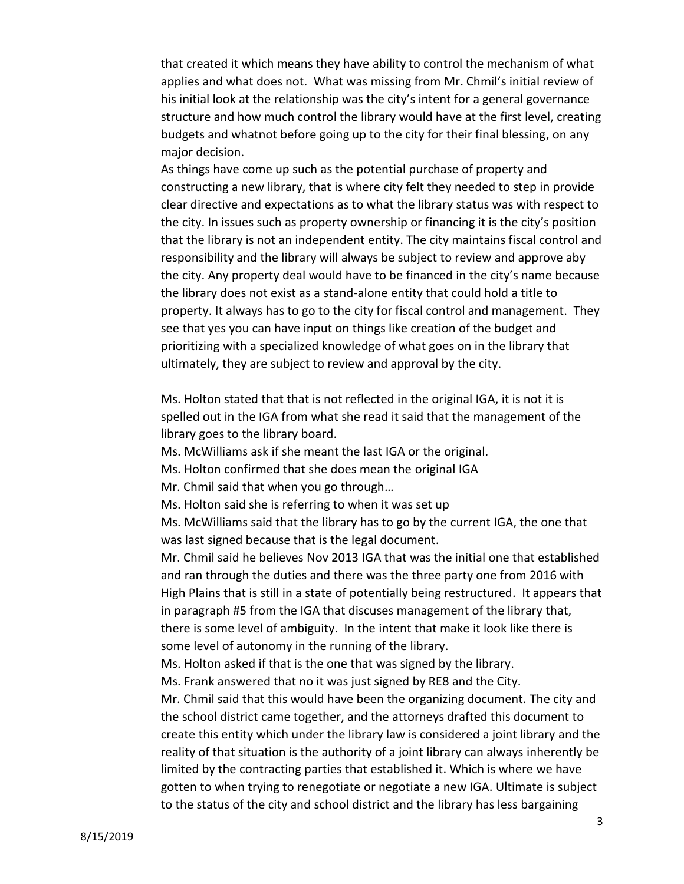that created it which means they have ability to control the mechanism of what applies and what does not. What was missing from Mr. Chmil's initial review of his initial look at the relationship was the city's intent for a general governance structure and how much control the library would have at the first level, creating budgets and whatnot before going up to the city for their final blessing, on any major decision.

As things have come up such as the potential purchase of property and constructing a new library, that is where city felt they needed to step in provide clear directive and expectations as to what the library status was with respect to the city. In issues such as property ownership or financing it is the city's position that the library is not an independent entity. The city maintains fiscal control and responsibility and the library will always be subject to review and approve aby the city. Any property deal would have to be financed in the city's name because the library does not exist as a stand-alone entity that could hold a title to property. It always has to go to the city for fiscal control and management. They see that yes you can have input on things like creation of the budget and prioritizing with a specialized knowledge of what goes on in the library that ultimately, they are subject to review and approval by the city.

Ms. Holton stated that that is not reflected in the original IGA, it is not it is spelled out in the IGA from what she read it said that the management of the library goes to the library board.

Ms. McWilliams ask if she meant the last IGA or the original.

Ms. Holton confirmed that she does mean the original IGA

Mr. Chmil said that when you go through…

Ms. Holton said she is referring to when it was set up

Ms. McWilliams said that the library has to go by the current IGA, the one that was last signed because that is the legal document.

Mr. Chmil said he believes Nov 2013 IGA that was the initial one that established and ran through the duties and there was the three party one from 2016 with High Plains that is still in a state of potentially being restructured. It appears that in paragraph #5 from the IGA that discuses management of the library that, there is some level of ambiguity. In the intent that make it look like there is some level of autonomy in the running of the library.

Ms. Holton asked if that is the one that was signed by the library.

Ms. Frank answered that no it was just signed by RE8 and the City.

Mr. Chmil said that this would have been the organizing document. The city and the school district came together, and the attorneys drafted this document to create this entity which under the library law is considered a joint library and the reality of that situation is the authority of a joint library can always inherently be limited by the contracting parties that established it. Which is where we have gotten to when trying to renegotiate or negotiate a new IGA. Ultimate is subject to the status of the city and school district and the library has less bargaining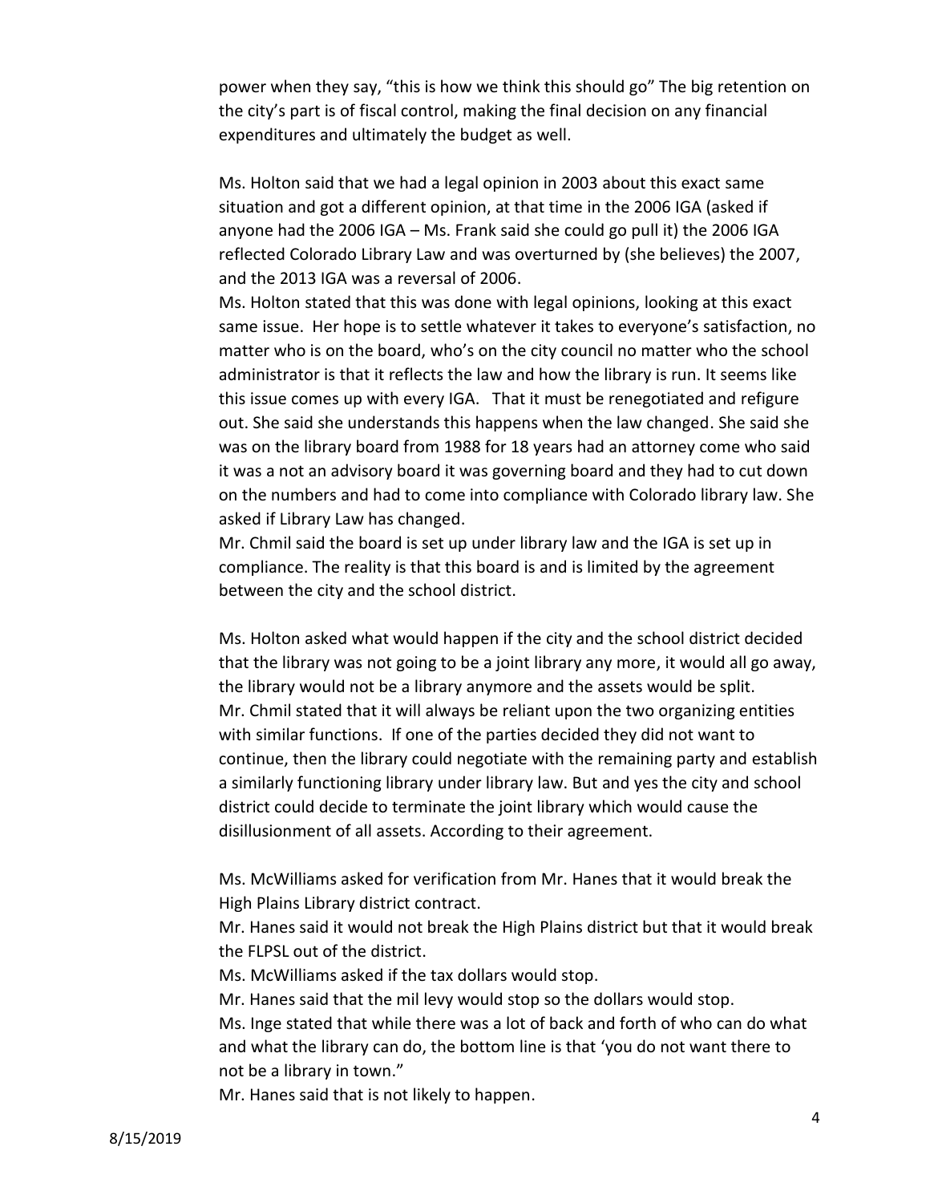power when they say, "this is how we think this should go" The big retention on the city's part is of fiscal control, making the final decision on any financial expenditures and ultimately the budget as well.

Ms. Holton said that we had a legal opinion in 2003 about this exact same situation and got a different opinion, at that time in the 2006 IGA (asked if anyone had the 2006 IGA – Ms. Frank said she could go pull it) the 2006 IGA reflected Colorado Library Law and was overturned by (she believes) the 2007, and the 2013 IGA was a reversal of 2006.

Ms. Holton stated that this was done with legal opinions, looking at this exact same issue. Her hope is to settle whatever it takes to everyone's satisfaction, no matter who is on the board, who's on the city council no matter who the school administrator is that it reflects the law and how the library is run. It seems like this issue comes up with every IGA. That it must be renegotiated and refigure out. She said she understands this happens when the law changed. She said she was on the library board from 1988 for 18 years had an attorney come who said it was a not an advisory board it was governing board and they had to cut down on the numbers and had to come into compliance with Colorado library law. She asked if Library Law has changed.

Mr. Chmil said the board is set up under library law and the IGA is set up in compliance. The reality is that this board is and is limited by the agreement between the city and the school district.

Ms. Holton asked what would happen if the city and the school district decided that the library was not going to be a joint library any more, it would all go away, the library would not be a library anymore and the assets would be split.

Mr. Chmil stated that it will always be reliant upon the two organizing entities with similar functions. If one of the parties decided they did not want to continue, then the library could negotiate with the remaining party and establish a similarly functioning library under library law. But and yes the city and school district could decide to terminate the joint library which would cause the disillusionment of all assets. According to their agreement.

Ms. McWilliams asked for verification from Mr. Hanes that it would break the High Plains Library district contract.

Mr. Hanes said it would not break the High Plains district but that it would break the FLPSL out of the district.

Ms. McWilliams asked if the tax dollars would stop.

Mr. Hanes said that the mil levy would stop so the dollars would stop.

Ms. Inge stated that while there was a lot of back and forth of who can do what and what the library can do, the bottom line is that 'you do not want there to not be a library in town."

Mr. Hanes said that is not likely to happen.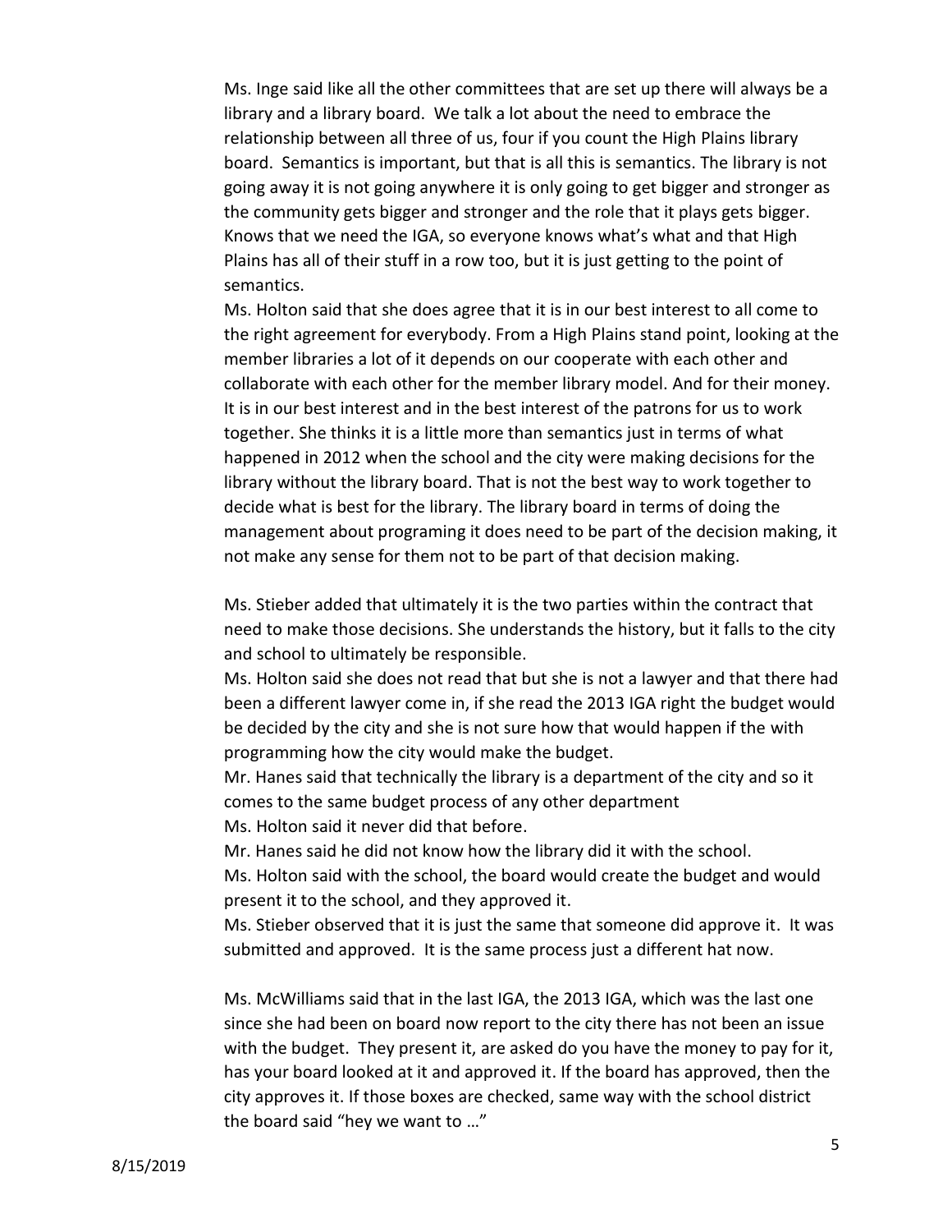Ms. Inge said like all the other committees that are set up there will always be a library and a library board. We talk a lot about the need to embrace the relationship between all three of us, four if you count the High Plains library board. Semantics is important, but that is all this is semantics. The library is not going away it is not going anywhere it is only going to get bigger and stronger as the community gets bigger and stronger and the role that it plays gets bigger. Knows that we need the IGA, so everyone knows what's what and that High Plains has all of their stuff in a row too, but it is just getting to the point of semantics.

Ms. Holton said that she does agree that it is in our best interest to all come to the right agreement for everybody. From a High Plains stand point, looking at the member libraries a lot of it depends on our cooperate with each other and collaborate with each other for the member library model. And for their money. It is in our best interest and in the best interest of the patrons for us to work together. She thinks it is a little more than semantics just in terms of what happened in 2012 when the school and the city were making decisions for the library without the library board. That is not the best way to work together to decide what is best for the library. The library board in terms of doing the management about programing it does need to be part of the decision making, it not make any sense for them not to be part of that decision making.

Ms. Stieber added that ultimately it is the two parties within the contract that need to make those decisions. She understands the history, but it falls to the city and school to ultimately be responsible.

Ms. Holton said she does not read that but she is not a lawyer and that there had been a different lawyer come in, if she read the 2013 IGA right the budget would be decided by the city and she is not sure how that would happen if the with programming how the city would make the budget.

Mr. Hanes said that technically the library is a department of the city and so it comes to the same budget process of any other department

Ms. Holton said it never did that before.

Mr. Hanes said he did not know how the library did it with the school.

Ms. Holton said with the school, the board would create the budget and would present it to the school, and they approved it.

Ms. Stieber observed that it is just the same that someone did approve it. It was submitted and approved. It is the same process just a different hat now.

Ms. McWilliams said that in the last IGA, the 2013 IGA, which was the last one since she had been on board now report to the city there has not been an issue with the budget. They present it, are asked do you have the money to pay for it, has your board looked at it and approved it. If the board has approved, then the city approves it. If those boxes are checked, same way with the school district the board said "hey we want to …"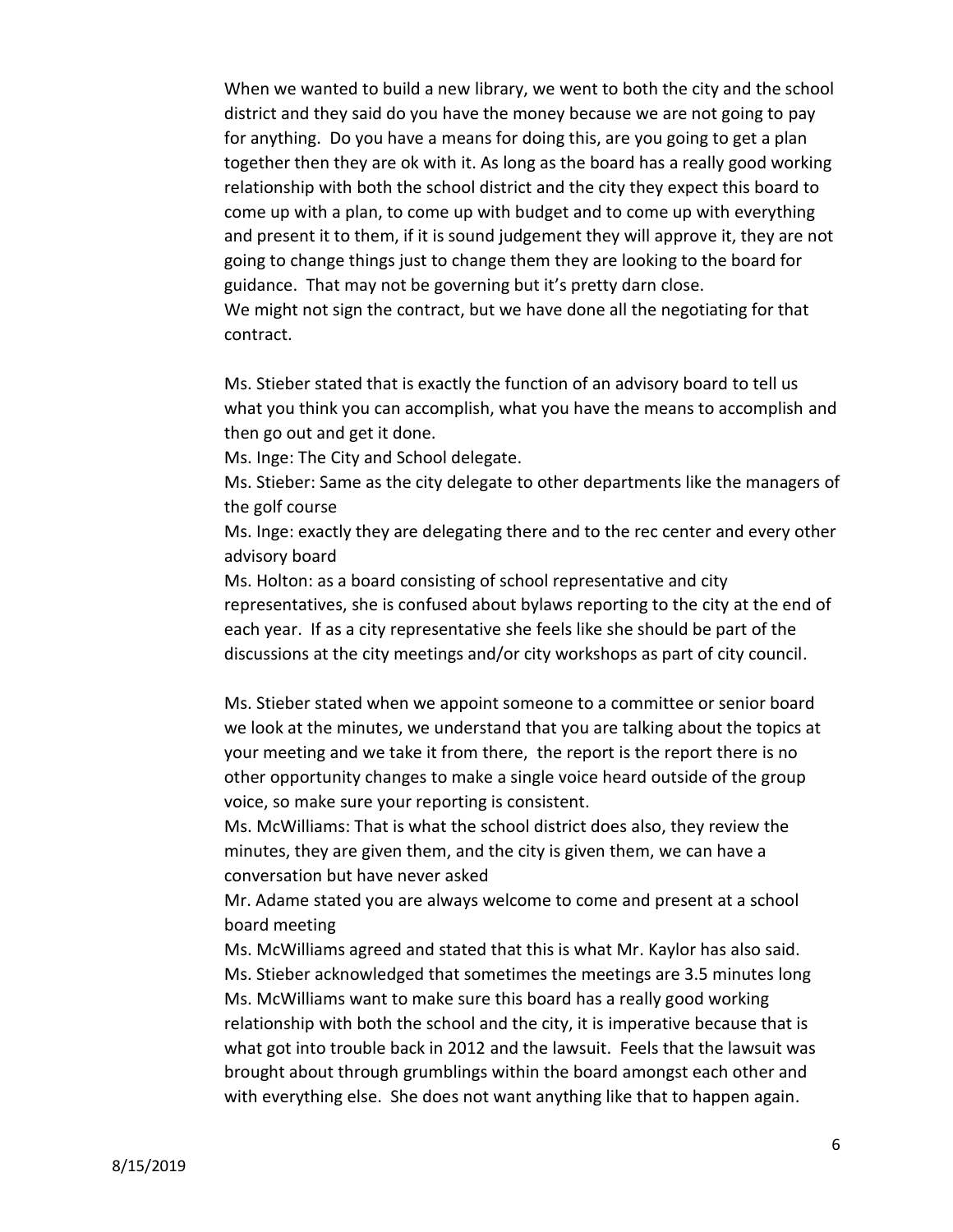When we wanted to build a new library, we went to both the city and the school district and they said do you have the money because we are not going to pay for anything. Do you have a means for doing this, are you going to get a plan together then they are ok with it. As long as the board has a really good working relationship with both the school district and the city they expect this board to come up with a plan, to come up with budget and to come up with everything and present it to them, if it is sound judgement they will approve it, they are not going to change things just to change them they are looking to the board for guidance. That may not be governing but it's pretty darn close.
We might not sign the contract, but we have done all the negotiating for that contract.

Ms. Stieber stated that is exactly the function of an advisory board to tell us what you think you can accomplish, what you have the means to accomplish and then go out and get it done.
Ms. Inge: The City and School delegate.
Ms. Stieber: Same as the city delegate to other departments like the managers of the golf course
Ms. Inge: exactly they are delegating there and to the rec center and every other advisory board
Ms. Holton: as a board consisting of school representative and city representatives, she is confused about bylaws reporting to the city at the end of each year. If as a city representative she feels like she should be part of the discussions at the city meetings and/or city workshops as part of city council.

Ms. Stieber stated when we appoint someone to a committee or senior board we look at the minutes, we understand that you are talking about the topics at your meeting and we take it from there, the report is the report there is no other opportunity changes to make a single voice heard outside of the group voice, so make sure your reporting is consistent.
Ms. McWilliams: That is what the school district does also, they review the minutes, they are given them, and the city is given them, we can have a conversation but have never asked
Mr. Adame stated you are always welcome to come and present at a school board meeting
Ms. McWilliams agreed and stated that this is what Mr. Kaylor has also said.
Ms. Stieber acknowledged that sometimes the meetings are 3.5 minutes long
Ms. McWilliams want to make sure this board has a really good working relationship with both the school and the city, it is imperative because that is what got into trouble back in 2012 and the lawsuit. Feels that the lawsuit was brought about through grumblings within the board amongst each other and with everything else. She does not want anything like that to happen again.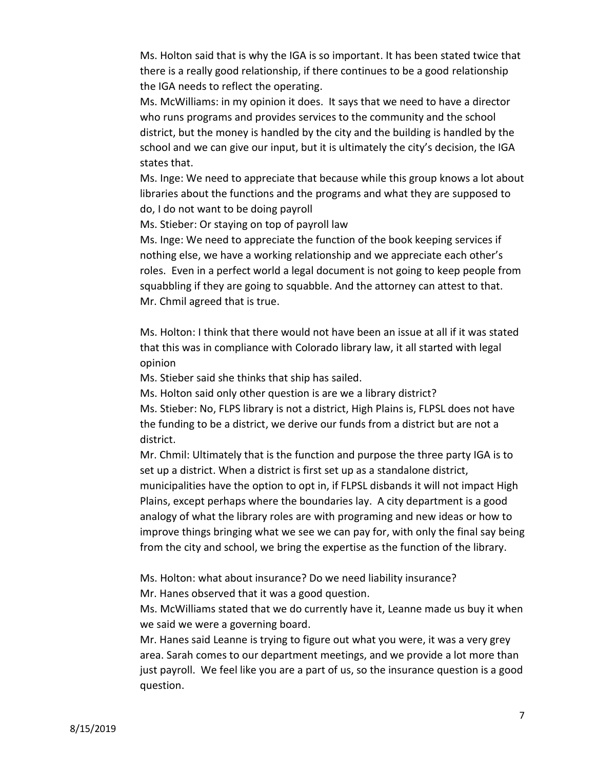Ms. Holton said that is why the IGA is so important. It has been stated twice that there is a really good relationship, if there continues to be a good relationship the IGA needs to reflect the operating.

Ms. McWilliams: in my opinion it does. It says that we need to have a director who runs programs and provides services to the community and the school district, but the money is handled by the city and the building is handled by the school and we can give our input, but it is ultimately the city's decision, the IGA states that.

Ms. Inge: We need to appreciate that because while this group knows a lot about libraries about the functions and the programs and what they are supposed to do, I do not want to be doing payroll

Ms. Stieber: Or staying on top of payroll law

Ms. Inge: We need to appreciate the function of the book keeping services if nothing else, we have a working relationship and we appreciate each other's roles. Even in a perfect world a legal document is not going to keep people from squabbling if they are going to squabble. And the attorney can attest to that.

Mr. Chmil agreed that is true.

Ms. Holton: I think that there would not have been an issue at all if it was stated that this was in compliance with Colorado library law, it all started with legal opinion

Ms. Stieber said she thinks that ship has sailed.

Ms. Holton said only other question is are we a library district?

Ms. Stieber: No, FLPS library is not a district, High Plains is, FLPSL does not have the funding to be a district, we derive our funds from a district but are not a district.

Mr. Chmil: Ultimately that is the function and purpose the three party IGA is to set up a district. When a district is first set up as a standalone district, municipalities have the option to opt in, if FLPSL disbands it will not impact High Plains, except perhaps where the boundaries lay. A city department is a good analogy of what the library roles are with programing and new ideas or how to improve things bringing what we see we can pay for, with only the final say being from the city and school, we bring the expertise as the function of the library.

Ms. Holton: what about insurance? Do we need liability insurance?

Mr. Hanes observed that it was a good question.

Ms. McWilliams stated that we do currently have it, Leanne made us buy it when we said we were a governing board.

Mr. Hanes said Leanne is trying to figure out what you were, it was a very grey area. Sarah comes to our department meetings, and we provide a lot more than just payroll. We feel like you are a part of us, so the insurance question is a good question.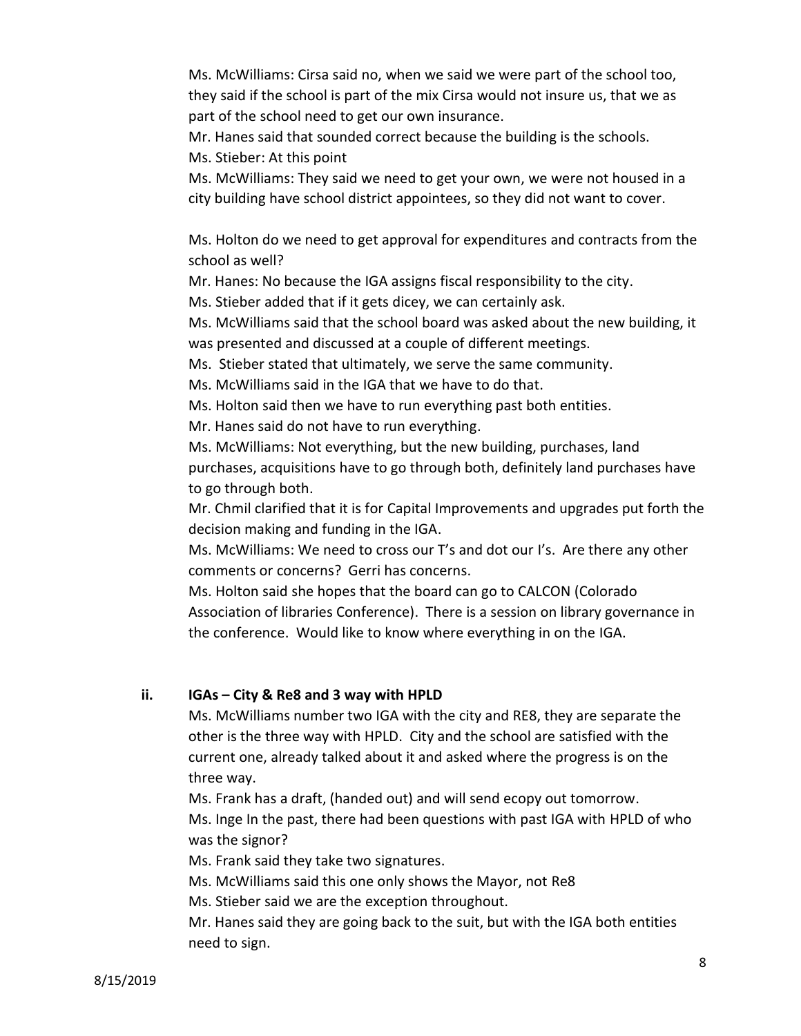Ms. McWilliams: Cirsa said no, when we said we were part of the school too, they said if the school is part of the mix Cirsa would not insure us, that we as part of the school need to get our own insurance.

Mr. Hanes said that sounded correct because the building is the schools.

Ms. Stieber: At this point

Ms. McWilliams: They said we need to get your own, we were not housed in a city building have school district appointees, so they did not want to cover.

Ms. Holton do we need to get approval for expenditures and contracts from the school as well?

Mr. Hanes: No because the IGA assigns fiscal responsibility to the city.

Ms. Stieber added that if it gets dicey, we can certainly ask.

Ms. McWilliams said that the school board was asked about the new building, it was presented and discussed at a couple of different meetings.

Ms. Stieber stated that ultimately, we serve the same community.

Ms. McWilliams said in the IGA that we have to do that.

Ms. Holton said then we have to run everything past both entities.

Mr. Hanes said do not have to run everything.

Ms. McWilliams: Not everything, but the new building, purchases, land purchases, acquisitions have to go through both, definitely land purchases have to go through both.

Mr. Chmil clarified that it is for Capital Improvements and upgrades put forth the decision making and funding in the IGA.

Ms. McWilliams: We need to cross our T's and dot our I's. Are there any other comments or concerns? Gerri has concerns.

Ms. Holton said she hopes that the board can go to CALCON (Colorado Association of libraries Conference). There is a session on library governance in the conference. Would like to know where everything in on the IGA.

### ii. IGAs – City & Re8 and 3 way with HPLD

Ms. McWilliams number two IGA with the city and RE8, they are separate the other is the three way with HPLD. City and the school are satisfied with the current one, already talked about it and asked where the progress is on the three way.

Ms. Frank has a draft, (handed out) and will send ecopy out tomorrow.

Ms. Inge In the past, there had been questions with past IGA with HPLD of who was the signor?

Ms. Frank said they take two signatures.

Ms. McWilliams said this one only shows the Mayor, not Re8

Ms. Stieber said we are the exception throughout.

Mr. Hanes said they are going back to the suit, but with the IGA both entities need to sign.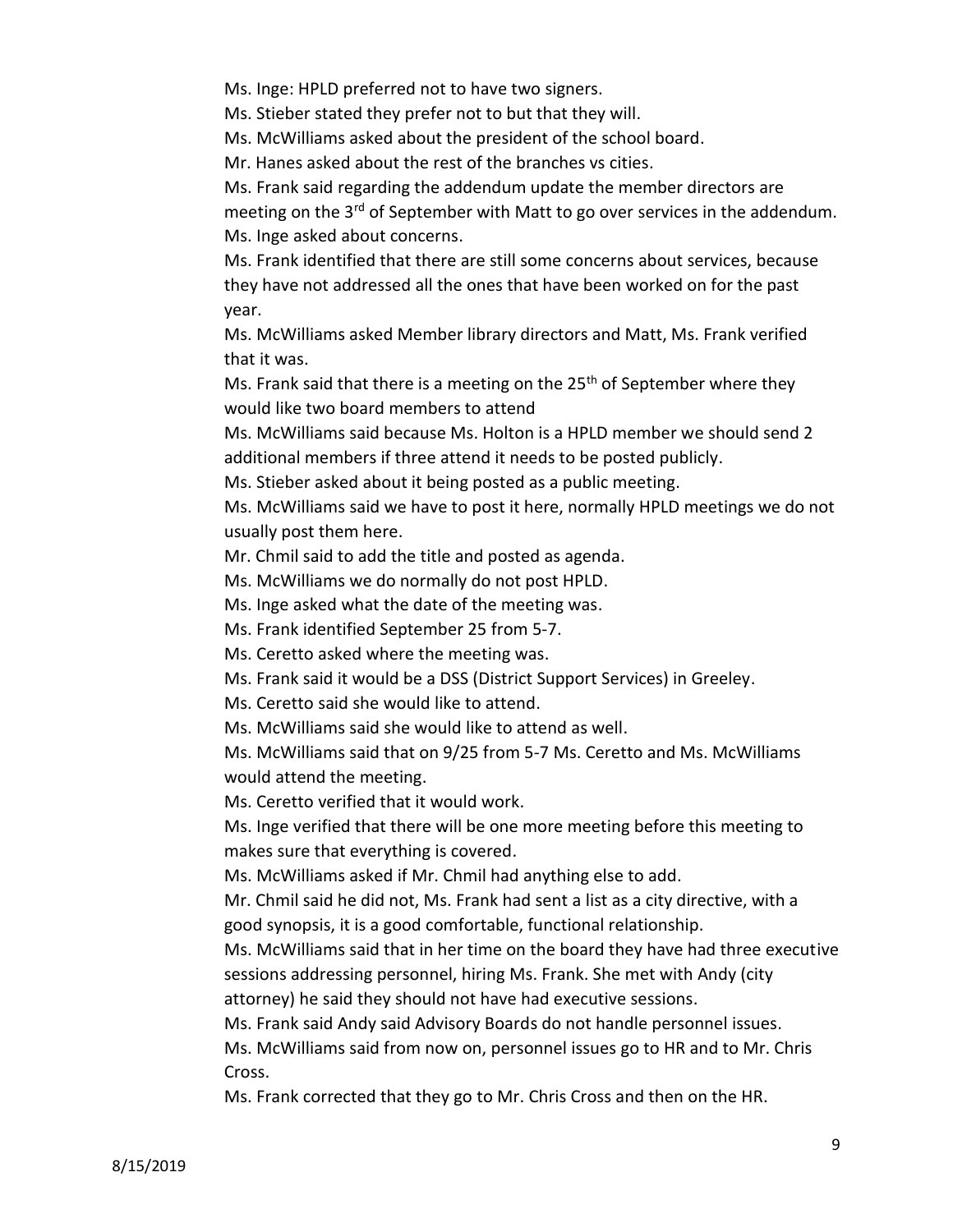Ms. Inge: HPLD preferred not to have two signers.

Ms. Stieber stated they prefer not to but that they will.

Ms. McWilliams asked about the president of the school board.

Mr. Hanes asked about the rest of the branches vs cities.

Ms. Frank said regarding the addendum update the member directors are meeting on the 3rd of September with Matt to go over services in the addendum.

Ms. Inge asked about concerns.

Ms. Frank identified that there are still some concerns about services, because they have not addressed all the ones that have been worked on for the past year.

Ms. McWilliams asked Member library directors and Matt, Ms. Frank verified that it was.

Ms. Frank said that there is a meeting on the 25th of September where they would like two board members to attend

Ms. McWilliams said because Ms. Holton is a HPLD member we should send 2 additional members if three attend it needs to be posted publicly.

Ms. Stieber asked about it being posted as a public meeting.

Ms. McWilliams said we have to post it here, normally HPLD meetings we do not usually post them here.

Mr. Chmil said to add the title and posted as agenda.

Ms. McWilliams we do normally do not post HPLD.

Ms. Inge asked what the date of the meeting was.

Ms. Frank identified September 25 from 5-7.

Ms. Ceretto asked where the meeting was.

Ms. Frank said it would be a DSS (District Support Services) in Greeley.

Ms. Ceretto said she would like to attend.

Ms. McWilliams said she would like to attend as well.

Ms. McWilliams said that on 9/25 from 5-7 Ms. Ceretto and Ms. McWilliams would attend the meeting.

Ms. Ceretto verified that it would work.

Ms. Inge verified that there will be one more meeting before this meeting to makes sure that everything is covered.

Ms. McWilliams asked if Mr. Chmil had anything else to add.

Mr. Chmil said he did not, Ms. Frank had sent a list as a city directive, with a good synopsis, it is a good comfortable, functional relationship.

Ms. McWilliams said that in her time on the board they have had three executive sessions addressing personnel, hiring Ms. Frank. She met with Andy (city attorney) he said they should not have had executive sessions.

Ms. Frank said Andy said Advisory Boards do not handle personnel issues.

Ms. McWilliams said from now on, personnel issues go to HR and to Mr. Chris Cross.

Ms. Frank corrected that they go to Mr. Chris Cross and then on the HR.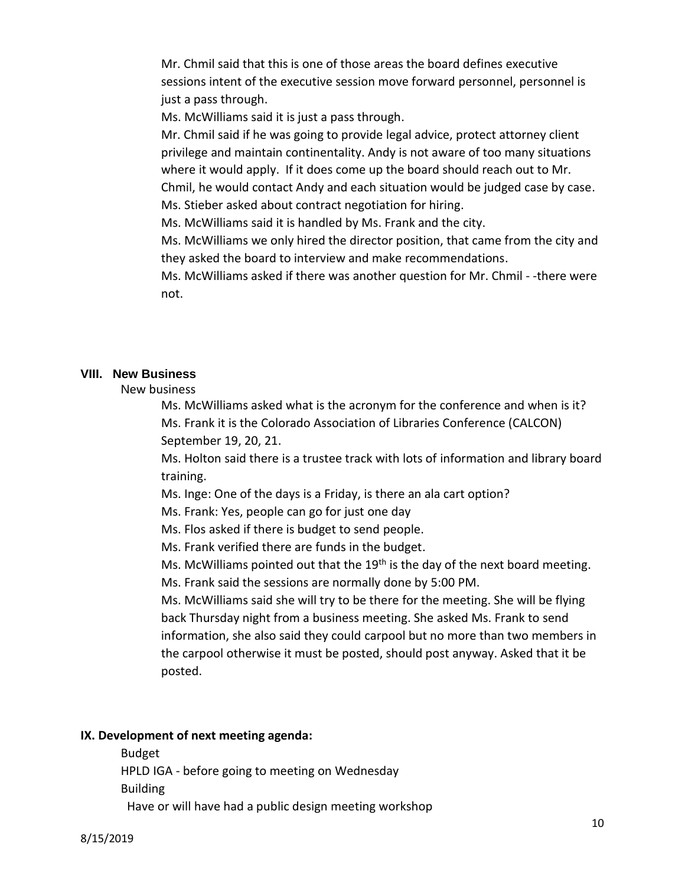Mr. Chmil said that this is one of those areas the board defines executive sessions intent of the executive session move forward personnel, personnel is just a pass through.

Ms. McWilliams said it is just a pass through.

Mr. Chmil said if he was going to provide legal advice, protect attorney client privilege and maintain continentality. Andy is not aware of too many situations where it would apply. If it does come up the board should reach out to Mr. Chmil, he would contact Andy and each situation would be judged case by case.

Ms. Stieber asked about contract negotiation for hiring.

Ms. McWilliams said it is handled by Ms. Frank and the city.

Ms. McWilliams we only hired the director position, that came from the city and they asked the board to interview and make recommendations.

Ms. McWilliams asked if there was another question for Mr. Chmil - -there were not.

## VIII. New Business

New business

Ms. McWilliams asked what is the acronym for the conference and when is it?

Ms. Frank it is the Colorado Association of Libraries Conference (CALCON) September 19, 20, 21.

Ms. Holton said there is a trustee track with lots of information and library board training.

Ms. Inge: One of the days is a Friday, is there an ala cart option?

Ms. Frank: Yes, people can go for just one day

Ms. Flos asked if there is budget to send people.

Ms. Frank verified there are funds in the budget.

Ms. McWilliams pointed out that the 19th is the day of the next board meeting.

Ms. Frank said the sessions are normally done by 5:00 PM.

Ms. McWilliams said she will try to be there for the meeting. She will be flying back Thursday night from a business meeting. She asked Ms. Frank to send information, she also said they could carpool but no more than two members in the carpool otherwise it must be posted, should post anyway. Asked that it be posted.

## IX. Development of next meeting agenda:

Budget

HPLD IGA - before going to meeting on Wednesday

Building

Have or will have had a public design meeting workshop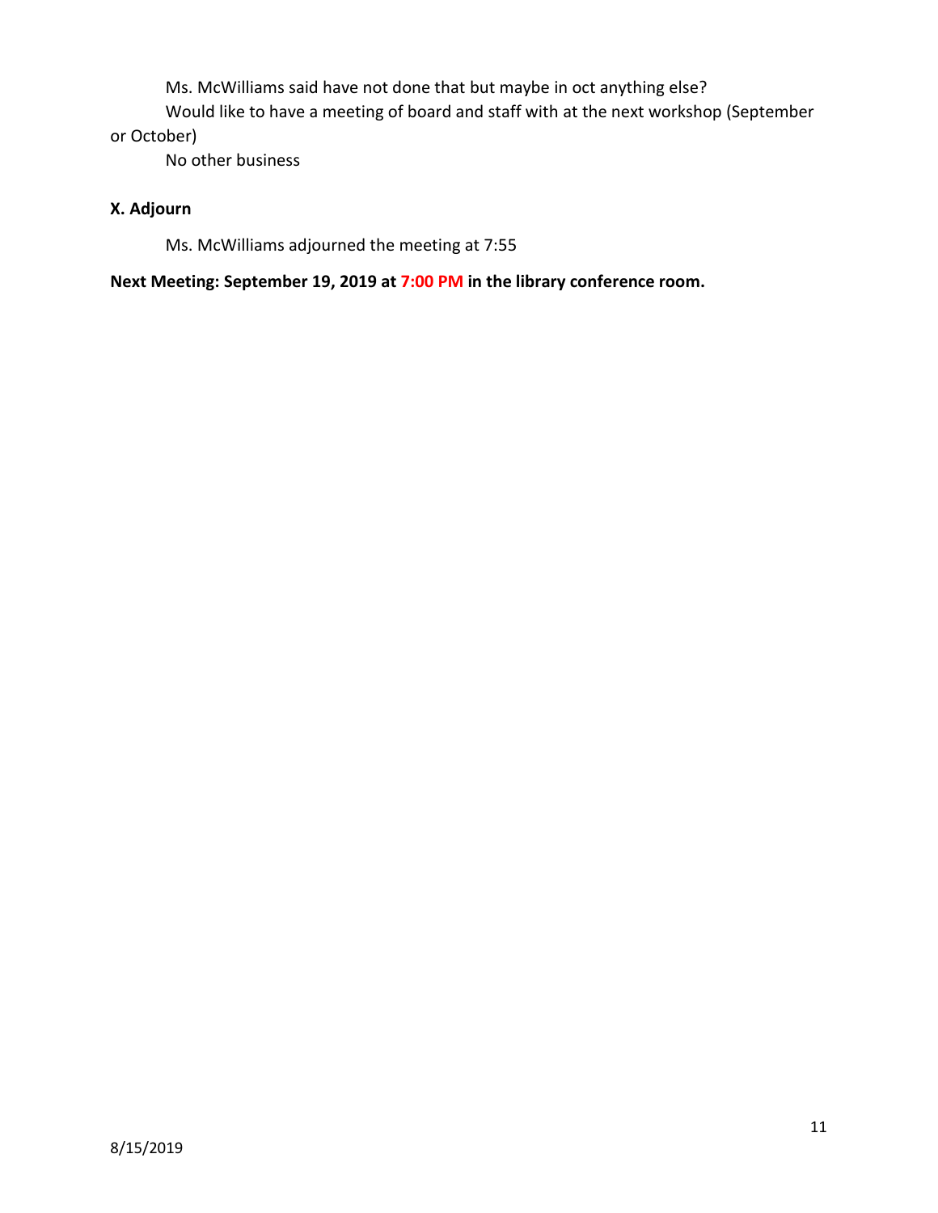Ms. McWilliams said have not done that but maybe in oct anything else?

Would like to have a meeting of board and staff with at the next workshop (September or October)

No other business

**X. Adjourn**

Ms. McWilliams adjourned the meeting at 7:55

**Next Meeting: September 19, 2019 at 7:00 PM in the library conference room.**